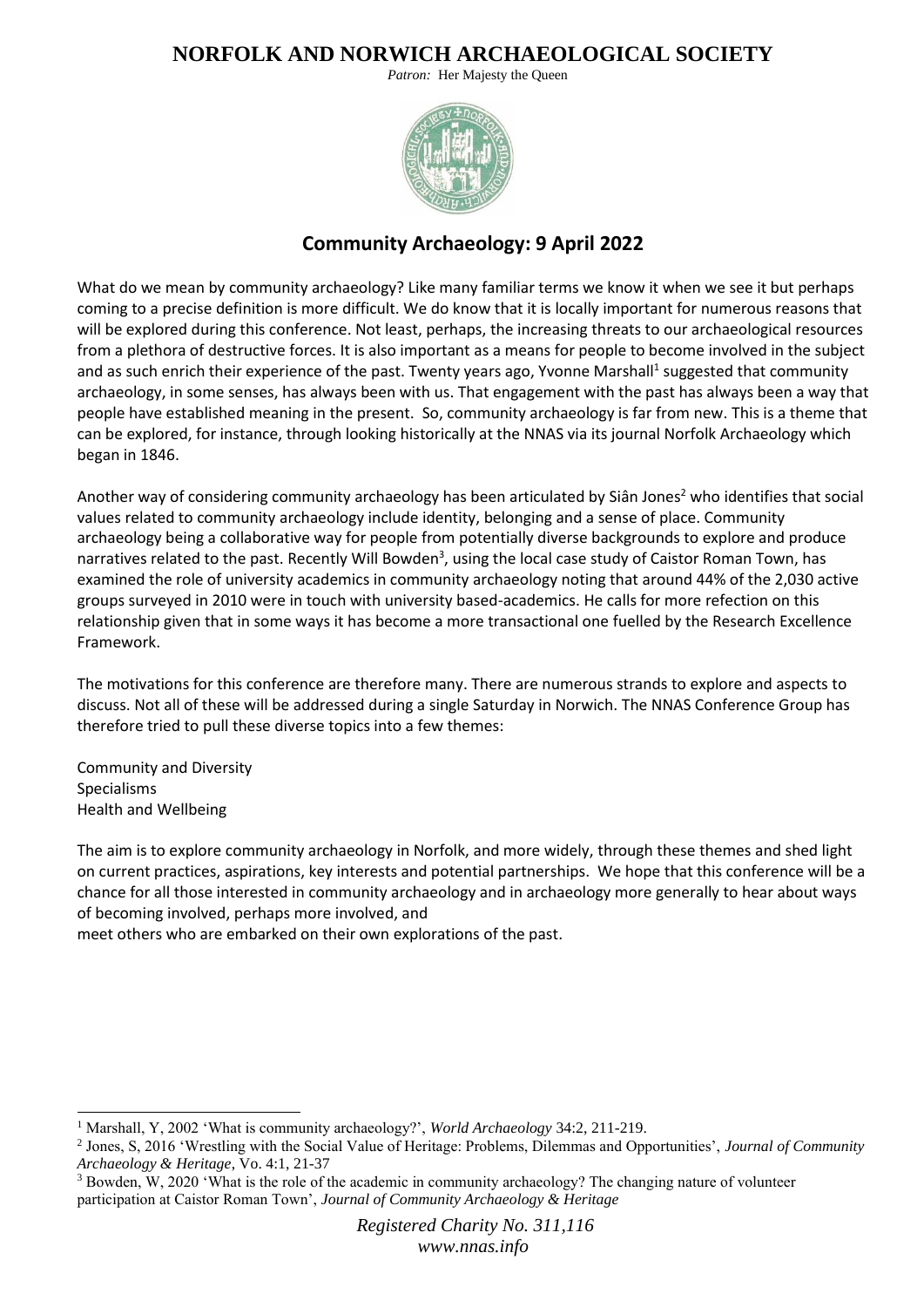# NORFOLK AND NORWICH ARCHAEOLOGICAL SOCIETY

*Patron:* Her Majesty the Queen

## Community Archaeology: 9 April 2022

What do we mean by community archaeology? Like many familiar terms we know it when we see it but perhaps coming to a precise definition is more difficult. We do know that it is locally important for numerous reasons that will be explored during this conference. Not least, perhaps, the increasing threats to our archaeological resources from a plethora of destructive forces. It is also important as a means for people to become involved in the subject and as such enrich their experience of the past. Twenty years ago, Yvonne Marshall[1] suggested that community archaeology, in some senses, has always been with us. That engagement with the past has always been a way that people have established meaning in the present. So, community archaeology is far from new. This is a theme that can be explored, for instance, through looking historically at the NNAS via its journal Norfolk Archaeology which began in 1846.

Another way of considering community archaeology has been articulated by Siân Jones[2] who identifies that social values related to community archaeology include identity, belonging and a sense of place. Community archaeology being a collaborative way for people from potentially diverse backgrounds to explore and produce narratives related to the past. Recently Will Bowden[3], using the local case study of Caistor Roman Town, has examined the role of university academics in community archaeology noting that around 44% of the 2,030 active groups surveyed in 2010 were in touch with university based-academics. He calls for more refection on this relationship given that in some ways it has become a more transactional one fuelled by the Research Excellence Framework.

The motivations for this conference are therefore many. There are numerous strands to explore and aspects to discuss. Not all of these will be addressed during a single Saturday in Norwich. The NNAS Conference Group has therefore tried to pull these diverse topics into a few themes:

Community and Diversity
Specialisms
Health and Wellbeing

The aim is to explore community archaeology in Norfolk, and more widely, through these themes and shed light on current practices, aspirations, key interests and potential partnerships. We hope that this conference will be a chance for all those interested in community archaeology and in archaeology more generally to hear about ways of becoming involved, perhaps more involved, and meet others who are embarked on their own explorations of the past.

---

[1] Marshall, Y, 2002 'What is community archaeology?', *World Archaeology* 34:2, 211-219.

[2] Jones, S, 2016 'Wrestling with the Social Value of Heritage: Problems, Dilemmas and Opportunities', *Journal of Community Archaeology & Heritage*, Vo. 4:1, 21-37

[3] Bowden, W, 2020 'What is the role of the academic in community archaeology? The changing nature of volunteer participation at Caistor Roman Town', *Journal of Community Archaeology & Heritage*

*Registered Charity No. 311,116*
*www.nnas.info*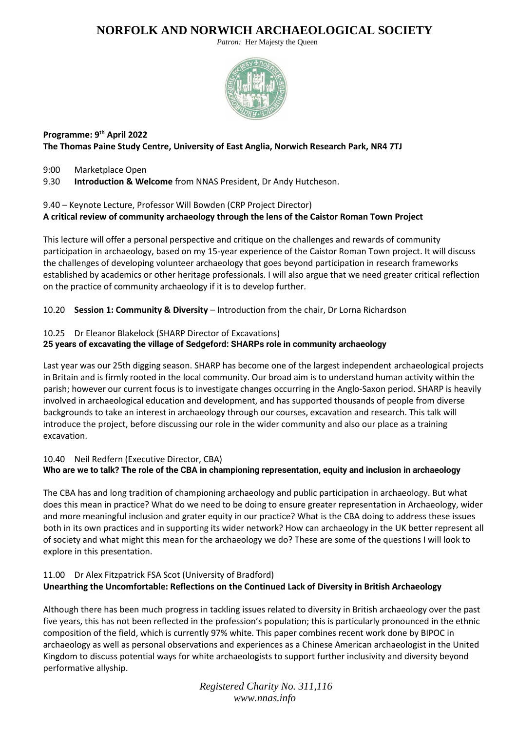# NORFOLK AND NORWICH ARCHAEOLOGICAL SOCIETY

*Patron:* Her Majesty the Queen

**Programme: 9th April 2022**
**The Thomas Paine Study Centre, University of East Anglia, Norwich Research Park, NR4 7TJ**

9:00 Marketplace Open

9.30 **Introduction & Welcome** from NNAS President, Dr Andy Hutcheson.

9.40 – Keynote Lecture, Professor Will Bowden (CRP Project Director)

**A critical review of community archaeology through the lens of the Caistor Roman Town Project**

This lecture will offer a personal perspective and critique on the challenges and rewards of community participation in archaeology, based on my 15-year experience of the Caistor Roman Town project. It will discuss the challenges of developing volunteer archaeology that goes beyond participation in research frameworks established by academics or other heritage professionals. I will also argue that we need greater critical reflection on the practice of community archaeology if it is to develop further.

10.20 **Session 1: Community & Diversity** – Introduction from the chair, Dr Lorna Richardson

10.25 Dr Eleanor Blakelock (SHARP Director of Excavations)

**25 years of excavating the village of Sedgeford: SHARPs role in community archaeology**

Last year was our 25th digging season. SHARP has become one of the largest independent archaeological projects in Britain and is firmly rooted in the local community. Our broad aim is to understand human activity within the parish; however our current focus is to investigate changes occurring in the Anglo-Saxon period. SHARP is heavily involved in archaeological education and development, and has supported thousands of people from diverse backgrounds to take an interest in archaeology through our courses, excavation and research. This talk will introduce the project, before discussing our role in the wider community and also our place as a training excavation.

10.40 Neil Redfern (Executive Director, CBA)

**Who are we to talk? The role of the CBA in championing representation, equity and inclusion in archaeology**

The CBA has and long tradition of championing archaeology and public participation in archaeology. But what does this mean in practice? What do we need to be doing to ensure greater representation in Archaeology, wider and more meaningful inclusion and grater equity in our practice? What is the CBA doing to address these issues both in its own practices and in supporting its wider network? How can archaeology in the UK better represent all of society and what might this mean for the archaeology we do? These are some of the questions I will look to explore in this presentation.

11.00 Dr Alex Fitzpatrick FSA Scot (University of Bradford)

**Unearthing the Uncomfortable: Reflections on the Continued Lack of Diversity in British Archaeology**

Although there has been much progress in tackling issues related to diversity in British archaeology over the past five years, this has not been reflected in the profession's population; this is particularly pronounced in the ethnic composition of the field, which is currently 97% white. This paper combines recent work done by BIPOC in archaeology as well as personal observations and experiences as a Chinese American archaeologist in the United Kingdom to discuss potential ways for white archaeologists to support further inclusivity and diversity beyond performative allyship.

*Registered Charity No. 311,116*
*www.nnas.info*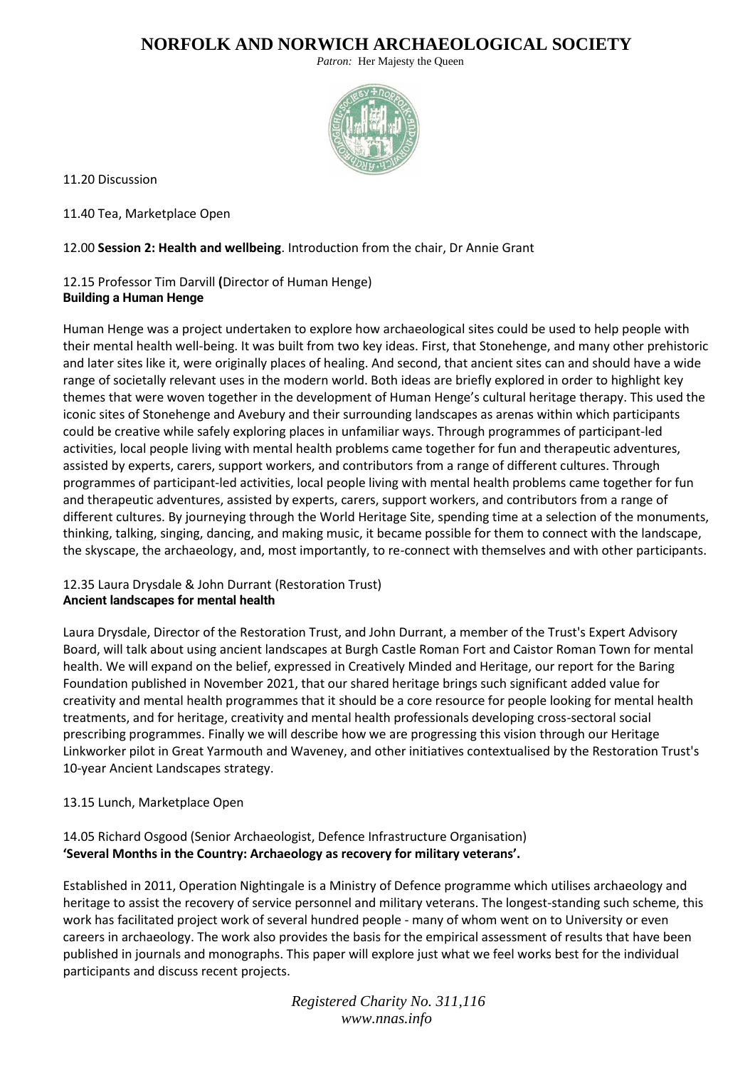11.20 Discussion

11.40 Tea, Marketplace Open

12.00 **Session 2: Health and wellbeing**. Introduction from the chair, Dr Annie Grant

12.15 Professor Tim Darvill **(**Director of Human Henge)
**Building a Human Henge**

Human Henge was a project undertaken to explore how archaeological sites could be used to help people with their mental health well-being. It was built from two key ideas. First, that Stonehenge, and many other prehistoric and later sites like it, were originally places of healing. And second, that ancient sites can and should have a wide range of societally relevant uses in the modern world. Both ideas are briefly explored in order to highlight key themes that were woven together in the development of Human Henge's cultural heritage therapy. This used the iconic sites of Stonehenge and Avebury and their surrounding landscapes as arenas within which participants could be creative while safely exploring places in unfamiliar ways. Through programmes of participant-led activities, local people living with mental health problems came together for fun and therapeutic adventures, assisted by experts, carers, support workers, and contributors from a range of different cultures. Through programmes of participant-led activities, local people living with mental health problems came together for fun and therapeutic adventures, assisted by experts, carers, support workers, and contributors from a range of different cultures. By journeying through the World Heritage Site, spending time at a selection of the monuments, thinking, talking, singing, dancing, and making music, it became possible for them to connect with the landscape, the skyscape, the archaeology, and, most importantly, to re-connect with themselves and with other participants.

12.35 Laura Drysdale & John Durrant (Restoration Trust)
**Ancient landscapes for mental health**

Laura Drysdale, Director of the Restoration Trust, and John Durrant, a member of the Trust's Expert Advisory Board, will talk about using ancient landscapes at Burgh Castle Roman Fort and Caistor Roman Town for mental health. We will expand on the belief, expressed in Creatively Minded and Heritage, our report for the Baring Foundation published in November 2021, that our shared heritage brings such significant added value for creativity and mental health programmes that it should be a core resource for people looking for mental health treatments, and for heritage, creativity and mental health professionals developing cross-sectoral social prescribing programmes. Finally we will describe how we are progressing this vision through our Heritage Linkworker pilot in Great Yarmouth and Waveney, and other initiatives contextualised by the Restoration Trust's 10-year Ancient Landscapes strategy.

13.15 Lunch, Marketplace Open

14.05 Richard Osgood (Senior Archaeologist, Defence Infrastructure Organisation)
**'Several Months in the Country: Archaeology as recovery for military veterans'.**

Established in 2011, Operation Nightingale is a Ministry of Defence programme which utilises archaeology and heritage to assist the recovery of service personnel and military veterans. The longest-standing such scheme, this work has facilitated project work of several hundred people - many of whom went on to University or even careers in archaeology. The work also provides the basis for the empirical assessment of results that have been published in journals and monographs. This paper will explore just what we feel works best for the individual participants and discuss recent projects.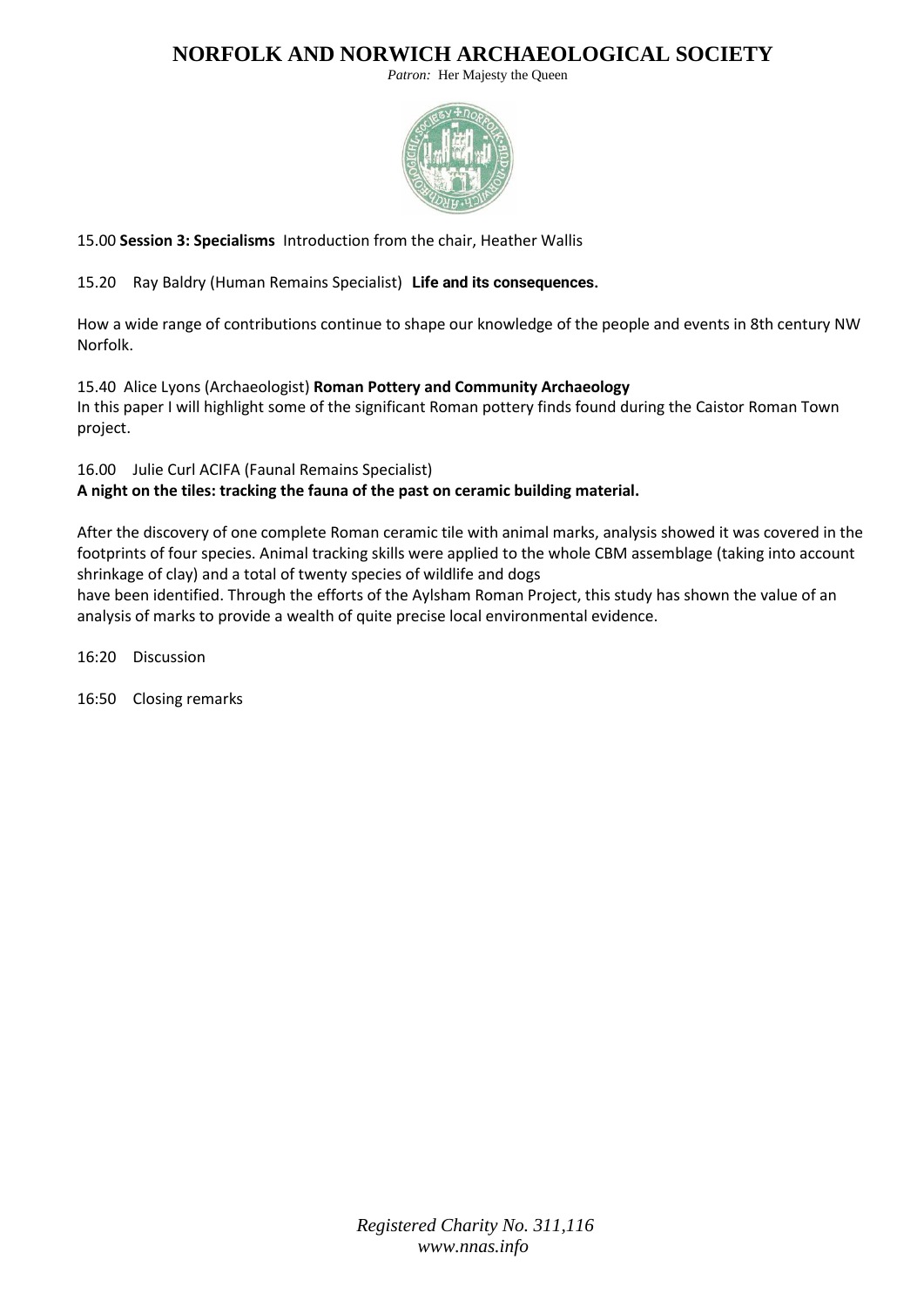# NORFOLK AND NORWICH ARCHAEOLOGICAL SOCIETY

*Patron:* Her Majesty the Queen

15.00 **Session 3: Specialisms** Introduction from the chair, Heather Wallis

15.20 Ray Baldry (Human Remains Specialist) **Life and its consequences.**

How a wide range of contributions continue to shape our knowledge of the people and events in 8th century NW Norfolk.

15.40 Alice Lyons (Archaeologist) **Roman Pottery and Community Archaeology**
In this paper I will highlight some of the significant Roman pottery finds found during the Caistor Roman Town project.

16.00 Julie Curl ACIFA (Faunal Remains Specialist)
**A night on the tiles: tracking the fauna of the past on ceramic building material.**

After the discovery of one complete Roman ceramic tile with animal marks, analysis showed it was covered in the footprints of four species. Animal tracking skills were applied to the whole CBM assemblage (taking into account shrinkage of clay) and a total of twenty species of wildlife and dogs
have been identified. Through the efforts of the Aylsham Roman Project, this study has shown the value of an analysis of marks to provide a wealth of quite precise local environmental evidence.

16:20 Discussion

16:50 Closing remarks

*Registered Charity No. 311,116*
*www.nnas.info*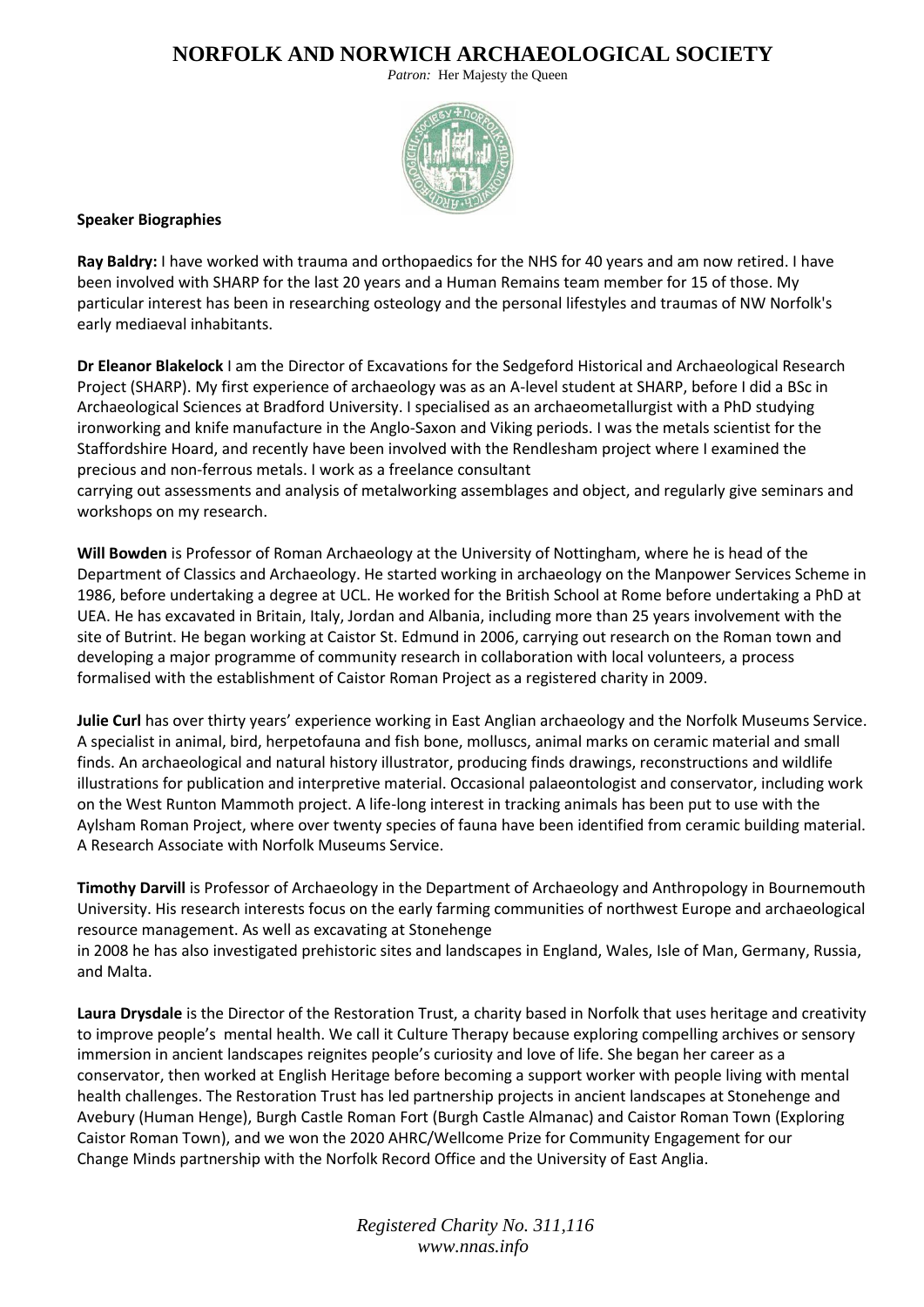# NORFOLK AND NORWICH ARCHAEOLOGICAL SOCIETY

*Patron:* Her Majesty the Queen

**Speaker Biographies**

**Ray Baldry:** I have worked with trauma and orthopaedics for the NHS for 40 years and am now retired. I have been involved with SHARP for the last 20 years and a Human Remains team member for 15 of those. My particular interest has been in researching osteology and the personal lifestyles and traumas of NW Norfolk's early mediaeval inhabitants.

**Dr Eleanor Blakelock** I am the Director of Excavations for the Sedgeford Historical and Archaeological Research Project (SHARP). My first experience of archaeology was as an A-level student at SHARP, before I did a BSc in Archaeological Sciences at Bradford University. I specialised as an archaeometallurgist with a PhD studying ironworking and knife manufacture in the Anglo-Saxon and Viking periods. I was the metals scientist for the Staffordshire Hoard, and recently have been involved with the Rendlesham project where I examined the precious and non-ferrous metals. I work as a freelance consultant carrying out assessments and analysis of metalworking assemblages and object, and regularly give seminars and workshops on my research.

**Will Bowden** is Professor of Roman Archaeology at the University of Nottingham, where he is head of the Department of Classics and Archaeology. He started working in archaeology on the Manpower Services Scheme in 1986, before undertaking a degree at UCL. He worked for the British School at Rome before undertaking a PhD at UEA. He has excavated in Britain, Italy, Jordan and Albania, including more than 25 years involvement with the site of Butrint. He began working at Caistor St. Edmund in 2006, carrying out research on the Roman town and developing a major programme of community research in collaboration with local volunteers, a process formalised with the establishment of Caistor Roman Project as a registered charity in 2009.

**Julie Curl** has over thirty years' experience working in East Anglian archaeology and the Norfolk Museums Service. A specialist in animal, bird, herpetofauna and fish bone, molluscs, animal marks on ceramic material and small finds. An archaeological and natural history illustrator, producing finds drawings, reconstructions and wildlife illustrations for publication and interpretive material. Occasional palaeontologist and conservator, including work on the West Runton Mammoth project. A life-long interest in tracking animals has been put to use with the Aylsham Roman Project, where over twenty species of fauna have been identified from ceramic building material. A Research Associate with Norfolk Museums Service.

**Timothy Darvill** is Professor of Archaeology in the Department of Archaeology and Anthropology in Bournemouth University. His research interests focus on the early farming communities of northwest Europe and archaeological resource management. As well as excavating at Stonehenge in 2008 he has also investigated prehistoric sites and landscapes in England, Wales, Isle of Man, Germany, Russia, and Malta.

**Laura Drysdale** is the Director of the Restoration Trust, a charity based in Norfolk that uses heritage and creativity to improve people's mental health. We call it Culture Therapy because exploring compelling archives or sensory immersion in ancient landscapes reignites people's curiosity and love of life. She began her career as a conservator, then worked at English Heritage before becoming a support worker with people living with mental health challenges. The Restoration Trust has led partnership projects in ancient landscapes at Stonehenge and Avebury (Human Henge), Burgh Castle Roman Fort (Burgh Castle Almanac) and Caistor Roman Town (Exploring Caistor Roman Town), and we won the 2020 AHRC/Wellcome Prize for Community Engagement for our Change Minds partnership with the Norfolk Record Office and the University of East Anglia.

*Registered Charity No. 311,116*
*www.nnas.info*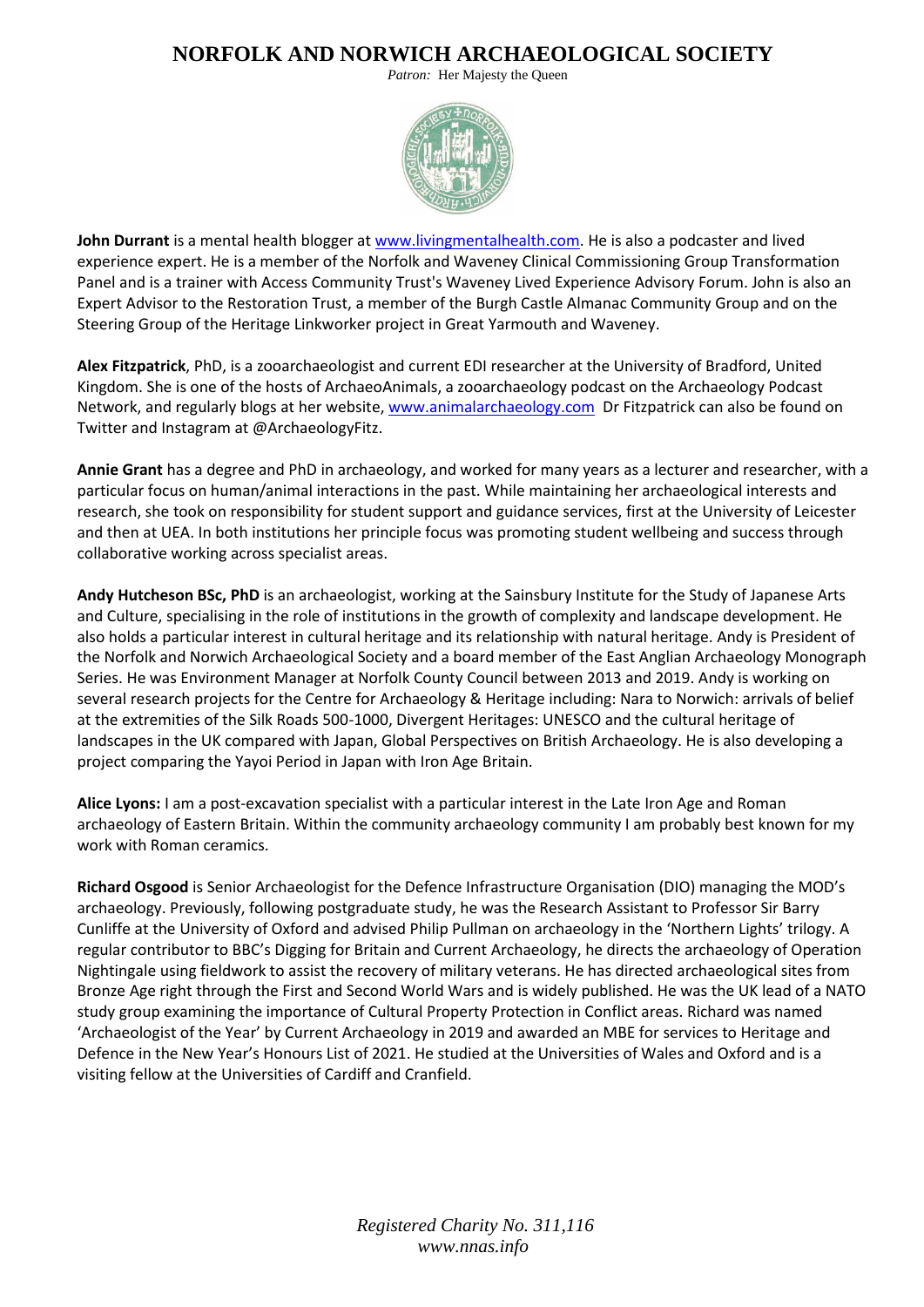# NORFOLK AND NORWICH ARCHAEOLOGICAL SOCIETY

*Patron:* Her Majesty the Queen

**John Durrant** is a mental health blogger at www.livingmentalhealth.com. He is also a podcaster and lived experience expert. He is a member of the Norfolk and Waveney Clinical Commissioning Group Transformation Panel and is a trainer with Access Community Trust's Waveney Lived Experience Advisory Forum. John is also an Expert Advisor to the Restoration Trust, a member of the Burgh Castle Almanac Community Group and on the Steering Group of the Heritage Linkworker project in Great Yarmouth and Waveney.

**Alex Fitzpatrick**, PhD, is a zooarchaeologist and current EDI researcher at the University of Bradford, United Kingdom. She is one of the hosts of ArchaeoAnimals, a zooarchaeology podcast on the Archaeology Podcast Network, and regularly blogs at her website, www.animalarchaeology.com Dr Fitzpatrick can also be found on Twitter and Instagram at @ArchaeologyFitz.

**Annie Grant** has a degree and PhD in archaeology, and worked for many years as a lecturer and researcher, with a particular focus on human/animal interactions in the past. While maintaining her archaeological interests and research, she took on responsibility for student support and guidance services, first at the University of Leicester and then at UEA. In both institutions her principle focus was promoting student wellbeing and success through collaborative working across specialist areas.

**Andy Hutcheson BSc, PhD** is an archaeologist, working at the Sainsbury Institute for the Study of Japanese Arts and Culture, specialising in the role of institutions in the growth of complexity and landscape development. He also holds a particular interest in cultural heritage and its relationship with natural heritage. Andy is President of the Norfolk and Norwich Archaeological Society and a board member of the East Anglian Archaeology Monograph Series. He was Environment Manager at Norfolk County Council between 2013 and 2019. Andy is working on several research projects for the Centre for Archaeology & Heritage including: Nara to Norwich: arrivals of belief at the extremities of the Silk Roads 500-1000, Divergent Heritages: UNESCO and the cultural heritage of landscapes in the UK compared with Japan, Global Perspectives on British Archaeology. He is also developing a project comparing the Yayoi Period in Japan with Iron Age Britain.

**Alice Lyons:** I am a post-excavation specialist with a particular interest in the Late Iron Age and Roman archaeology of Eastern Britain. Within the community archaeology community I am probably best known for my work with Roman ceramics.

**Richard Osgood** is Senior Archaeologist for the Defence Infrastructure Organisation (DIO) managing the MOD's archaeology. Previously, following postgraduate study, he was the Research Assistant to Professor Sir Barry Cunliffe at the University of Oxford and advised Philip Pullman on archaeology in the 'Northern Lights' trilogy. A regular contributor to BBC's Digging for Britain and Current Archaeology, he directs the archaeology of Operation Nightingale using fieldwork to assist the recovery of military veterans. He has directed archaeological sites from Bronze Age right through the First and Second World Wars and is widely published. He was the UK lead of a NATO study group examining the importance of Cultural Property Protection in Conflict areas. Richard was named 'Archaeologist of the Year' by Current Archaeology in 2019 and awarded an MBE for services to Heritage and Defence in the New Year's Honours List of 2021. He studied at the Universities of Wales and Oxford and is a visiting fellow at the Universities of Cardiff and Cranfield.

*Registered Charity No. 311,116*
*www.nnas.info*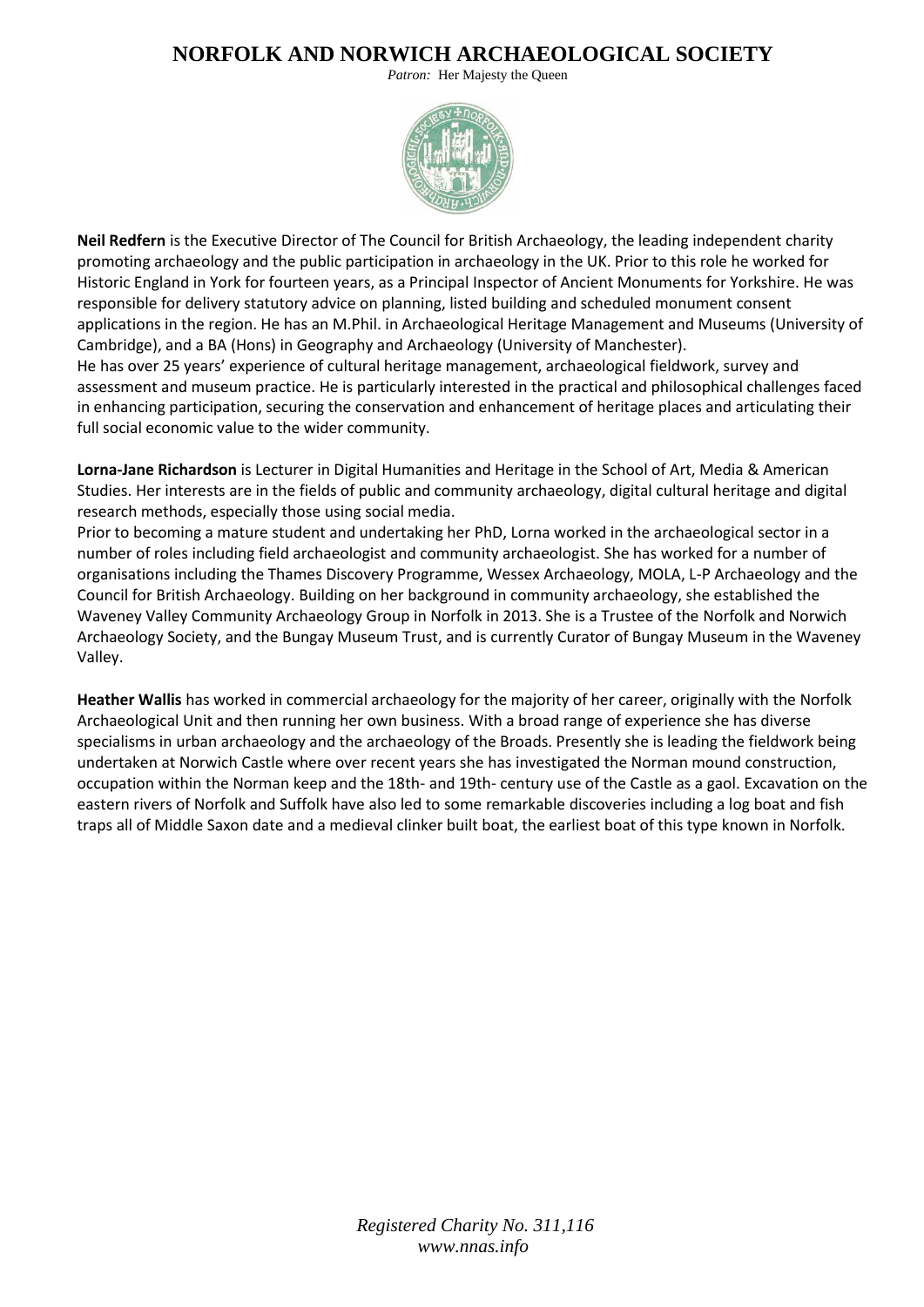# NORFOLK AND NORWICH ARCHAEOLOGICAL SOCIETY

*Patron:* Her Majesty the Queen

**Neil Redfern** is the Executive Director of The Council for British Archaeology, the leading independent charity promoting archaeology and the public participation in archaeology in the UK. Prior to this role he worked for Historic England in York for fourteen years, as a Principal Inspector of Ancient Monuments for Yorkshire. He was responsible for delivery statutory advice on planning, listed building and scheduled monument consent applications in the region. He has an M.Phil. in Archaeological Heritage Management and Museums (University of Cambridge), and a BA (Hons) in Geography and Archaeology (University of Manchester).
He has over 25 years' experience of cultural heritage management, archaeological fieldwork, survey and assessment and museum practice. He is particularly interested in the practical and philosophical challenges faced in enhancing participation, securing the conservation and enhancement of heritage places and articulating their full social economic value to the wider community.

**Lorna-Jane Richardson** is Lecturer in Digital Humanities and Heritage in the School of Art, Media & American Studies. Her interests are in the fields of public and community archaeology, digital cultural heritage and digital research methods, especially those using social media.
Prior to becoming a mature student and undertaking her PhD, Lorna worked in the archaeological sector in a number of roles including field archaeologist and community archaeologist. She has worked for a number of organisations including the Thames Discovery Programme, Wessex Archaeology, MOLA, L-P Archaeology and the Council for British Archaeology. Building on her background in community archaeology, she established the Waveney Valley Community Archaeology Group in Norfolk in 2013. She is a Trustee of the Norfolk and Norwich Archaeology Society, and the Bungay Museum Trust, and is currently Curator of Bungay Museum in the Waveney Valley.

**Heather Wallis** has worked in commercial archaeology for the majority of her career, originally with the Norfolk Archaeological Unit and then running her own business. With a broad range of experience she has diverse specialisms in urban archaeology and the archaeology of the Broads. Presently she is leading the fieldwork being undertaken at Norwich Castle where over recent years she has investigated the Norman mound construction, occupation within the Norman keep and the 18th- and 19th- century use of the Castle as a gaol. Excavation on the eastern rivers of Norfolk and Suffolk have also led to some remarkable discoveries including a log boat and fish traps all of Middle Saxon date and a medieval clinker built boat, the earliest boat of this type known in Norfolk.

*Registered Charity No. 311,116*
*www.nnas.info*